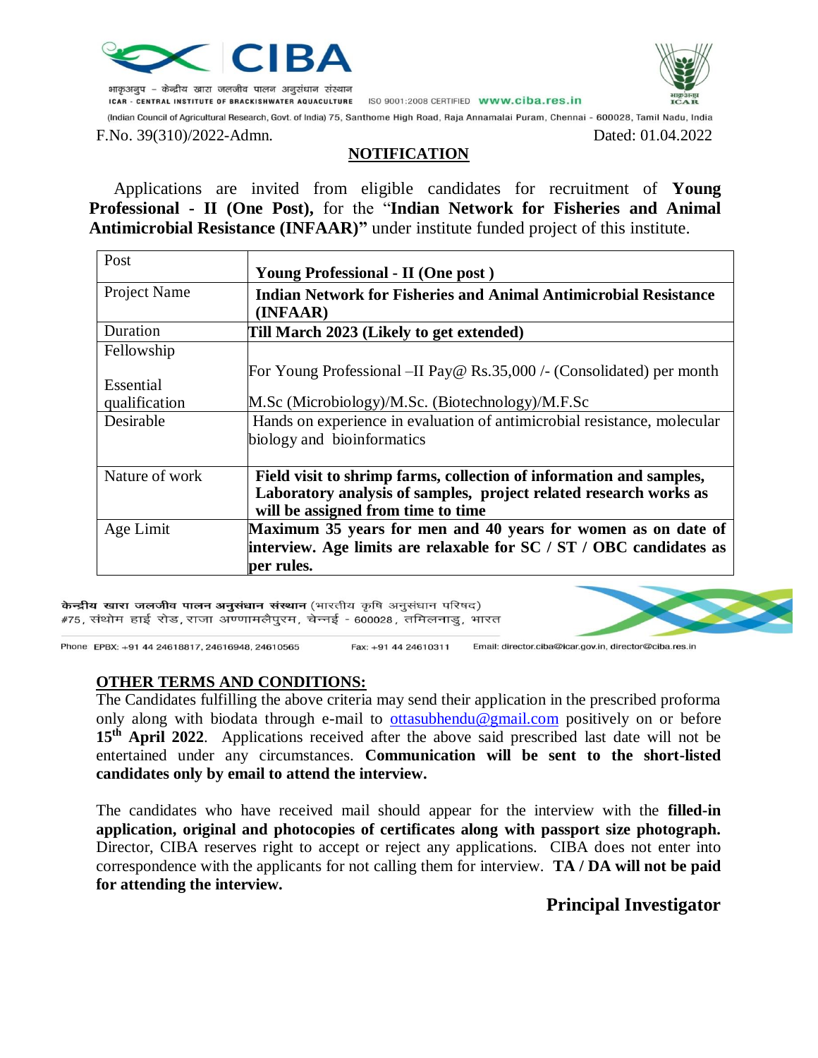F.No. 39(310)/2022-Admn. Dated: 01.04.2022

## NOTIFICATION

Applications are invited from eligible candidates for recruitment of **Young Professional - II (One Post),** for the "**Indian Network for Fisheries and Animal Antimicrobial Resistance (INFAAR)"** under institute funded project of this institute.

| Post | **Young Professional - II (One post )** |
|---|---|
| Project Name | **Indian Network for Fisheries and Animal Antimicrobial Resistance (INFAAR)** |
| Duration | **Till March 2023 (Likely to get extended)** |
| Fellowship | For Young Professional –II Pay@ Rs.35,000 /- (Consolidated) per month |
| Essential qualification | M.Sc (Microbiology)/M.Sc. (Biotechnology)/M.F.Sc |
| Desirable | Hands on experience in evaluation of antimicrobial resistance, molecular biology and bioinformatics |
| Nature of work | **Field visit to shrimp farms, collection of information and samples, Laboratory analysis of samples, project related research works as will be assigned from time to time** |
| Age Limit | **Maximum 35 years for men and 40 years for women as on date of interview. Age limits are relaxable for SC / ST / OBC candidates as per rules.** |

## OTHER TERMS AND CONDITIONS:

The Candidates fulfilling the above criteria may send their application in the prescribed proforma only along with biodata through e-mail to ottasubhendu@gmail.com positively on or before **15th April 2022**. Applications received after the above said prescribed last date will not be entertained under any circumstances. **Communication will be sent to the short-listed candidates only by email to attend the interview.**

The candidates who have received mail should appear for the interview with the **filled-in application, original and photocopies of certificates along with passport size photograph.** Director, CIBA reserves right to accept or reject any applications. CIBA does not enter into correspondence with the applicants for not calling them for interview. **TA / DA will not be paid for attending the interview.**

**Principal Investigator**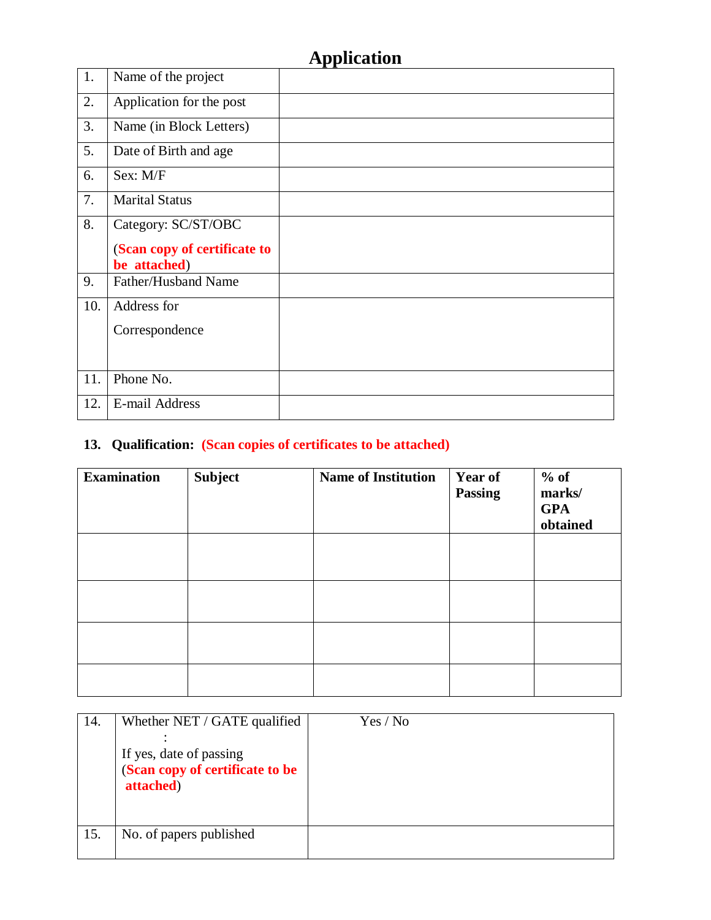# Application

| 1. | Name of the project | |
|---|---|---|
| 2. | Application for the post | |
| 3. | Name (in Block Letters) | |
| 5. | Date of Birth and age | |
| 6. | Sex: M/F | |
| 7. | Marital Status | |
| 8. | Category: SC/ST/OBC (**Scan copy of certificate to be attached**) | |
| 9. | Father/Husband Name | |
| 10. | Address for Correspondence | |
| 11. | Phone No. | |
| 12. | E-mail Address | |

**13. Qualification: (Scan copies of certificates to be attached)**

| Examination | Subject | Name of Institution | Year of Passing | % of marks/ GPA obtained |
|---|---|---|---|---|
| | | | | |
| | | | | |
| | | | | |
| | | | | |

| 14. | Whether NET / GATE qualified : If yes, date of passing (**Scan copy of certificate to be attached**) | Yes / No |
|---|---|---|
| 15. | No. of papers published | |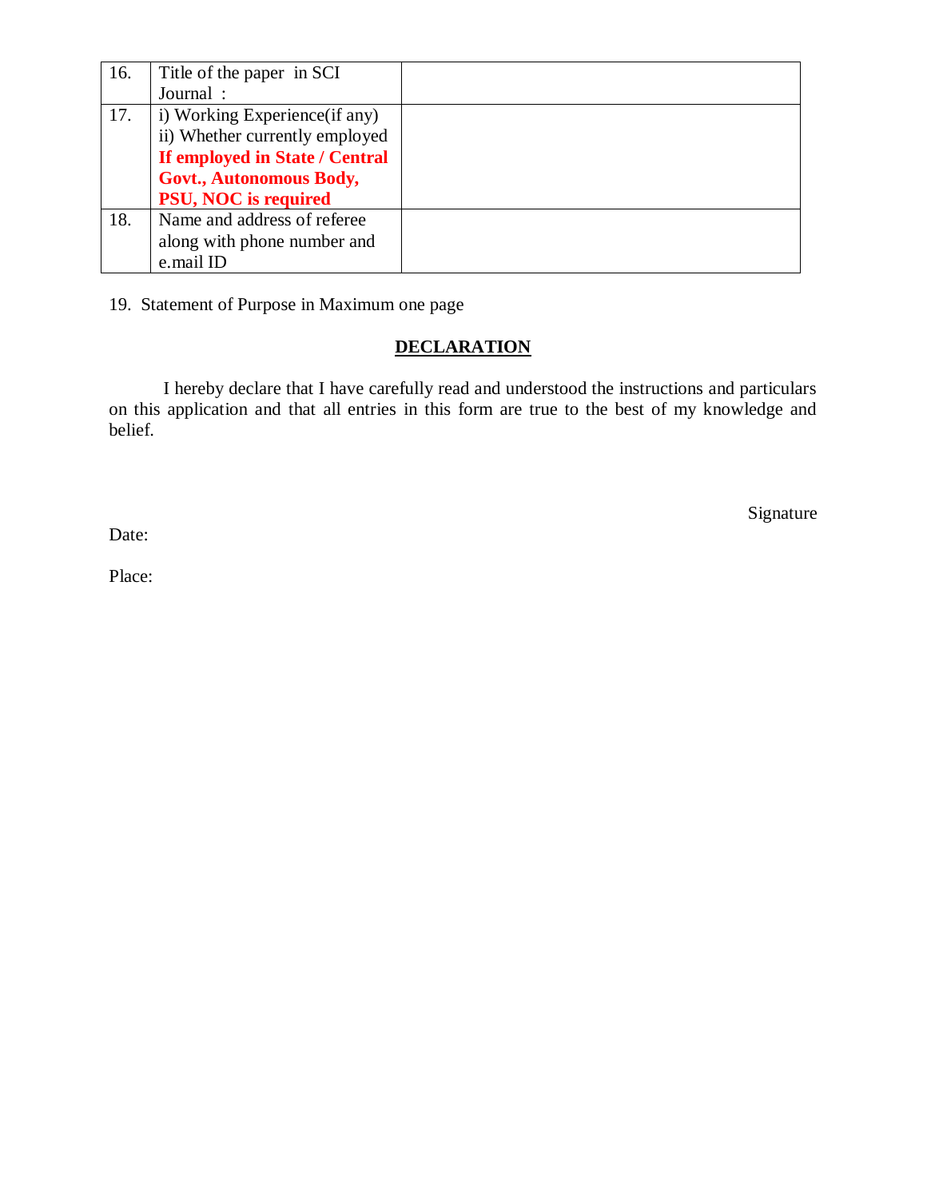| | | |
|---|---|---|
| 16. | Title of the paper in SCI Journal : | |
| 17. | i) Working Experience(if any)<br>ii) Whether currently employed<br>**If employed in State / Central Govt., Autonomous Body, PSU, NOC is required** | |
| 18. | Name and address of referee along with phone number and e.mail ID | |

19. Statement of Purpose in Maximum one page

## DECLARATION

I hereby declare that I have carefully read and understood the instructions and particulars on this application and that all entries in this form are true to the best of my knowledge and belief.

Signature

Date:

Place: